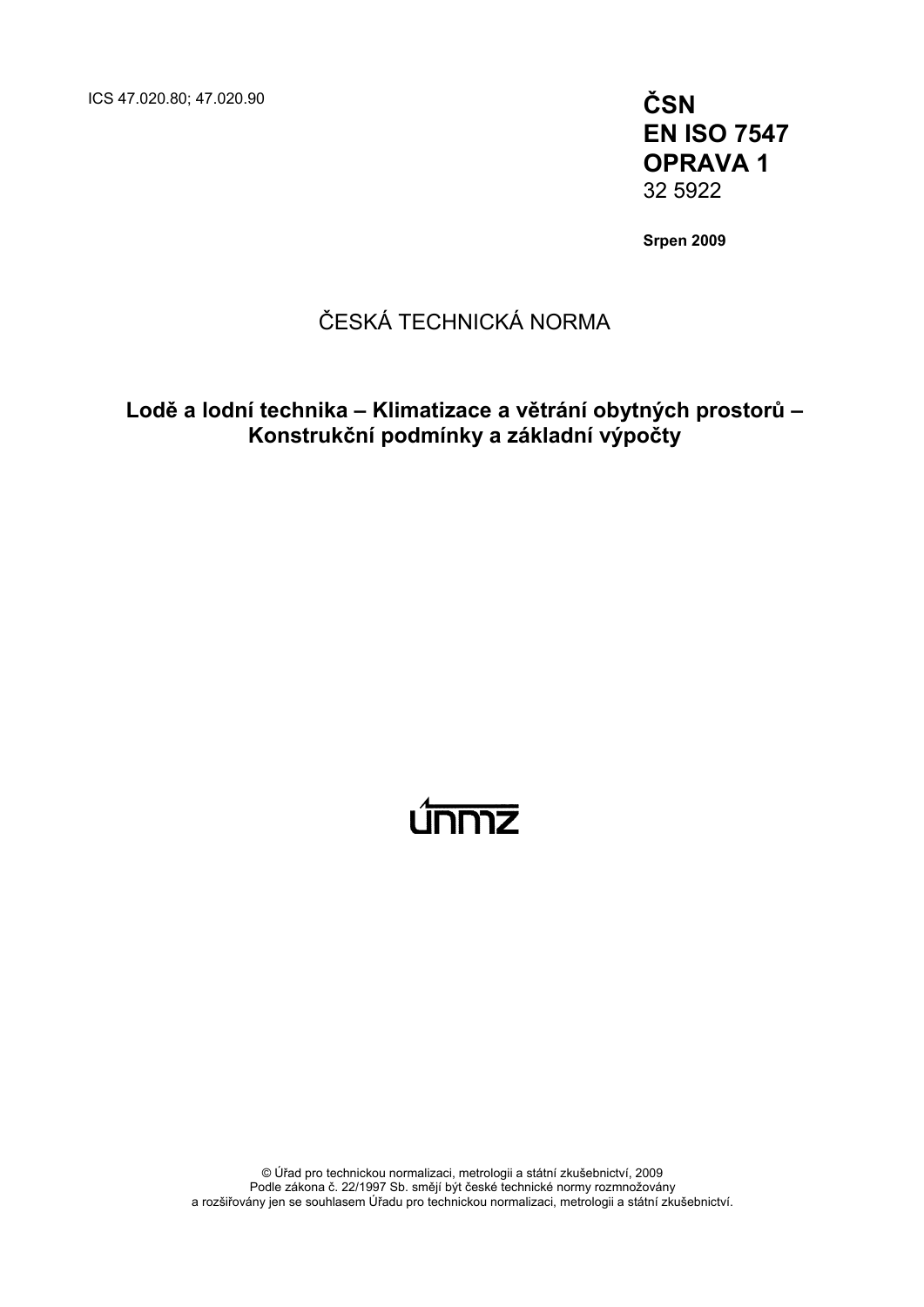ICS 47.020.80; 47.020.90

**ČSN**
**EN ISO 7547**
**OPRAVA 1**
32 5922

**Srpen 2009**

ČESKÁ TECHNICKÁ NORMA

**Lodě a lodní technika – Klimatizace a větrání obytných prostorů – Konstrukční podmínky a základní výpočty**

ÚNMZ

© Úřad pro technickou normalizaci, metrologii a státní zkušebnictví, 2009
Podle zákona č. 22/1997 Sb. smějí být české technické normy rozmnožovány a rozšiřovány jen se souhlasem Úřadu pro technickou normalizaci, metrologii a státní zkušebnictví.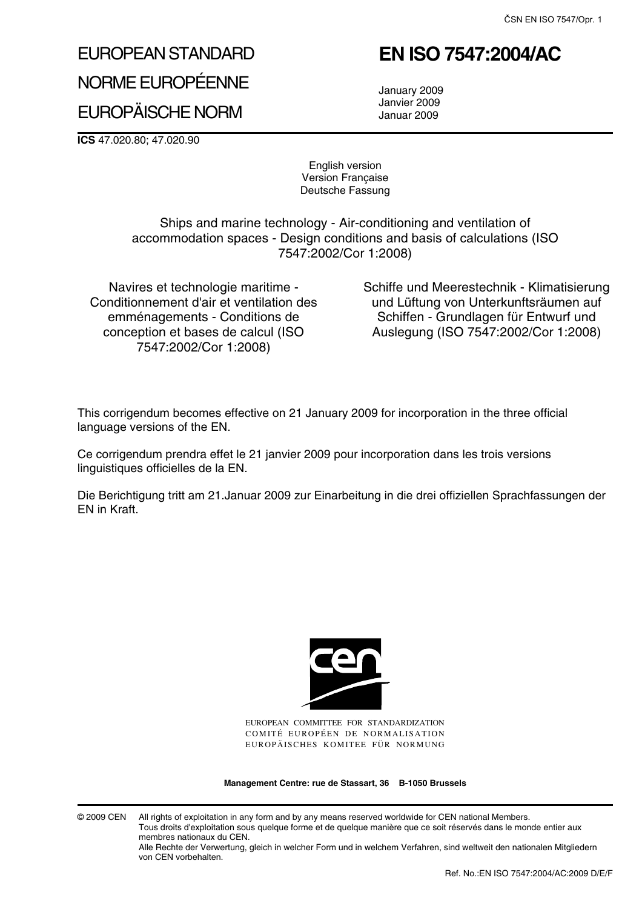# EUROPEAN STANDARD

# NORME EUROPÉENNE

# EUROPÄISCHE NORM

# EN ISO 7547:2004/AC

January 2009
Janvier 2009
Januar 2009

**ICS** 47.020.80; 47.020.90

English version
Version Française
Deutsche Fassung

Ships and marine technology - Air-conditioning and ventilation of accommodation spaces - Design conditions and basis of calculations (ISO 7547:2002/Cor 1:2008)

Navires et technologie maritime - Conditionnement d'air et ventilation des emménagements - Conditions de conception et bases de calcul (ISO 7547:2002/Cor 1:2008)

Schiffe und Meerestechnik - Klimatisierung und Lüftung von Unterkunftsräumen auf Schiffen - Grundlagen für Entwurf und Auslegung (ISO 7547:2002/Cor 1:2008)

This corrigendum becomes effective on 21 January 2009 for incorporation in the three official language versions of the EN.

Ce corrigendum prendra effet le 21 janvier 2009 pour incorporation dans les trois versions linguistiques officielles de la EN.

Die Berichtigung tritt am 21.Januar 2009 zur Einarbeitung in die drei offiziellen Sprachfassungen der EN in Kraft.

EUROPEAN COMMITTEE FOR STANDARDIZATION
COMITÉ EUROPÉEN DE NORMALISATION
EUROPÄISCHES KOMITEE FÜR NORMUNG

**Management Centre: rue de Stassart, 36 B-1050 Brussels**

© 2009 CEN All rights of exploitation in any form and by any means reserved worldwide for CEN national Members.
Tous droits d'exploitation sous quelque forme et de quelque manière que ce soit réservés dans le monde entier aux membres nationaux du CEN.
Alle Rechte der Verwertung, gleich in welcher Form und in welchem Verfahren, sind weltweit den nationalen Mitgliedern von CEN vorbehalten.

Ref. No.:EN ISO 7547:2004/AC:2009 D/E/F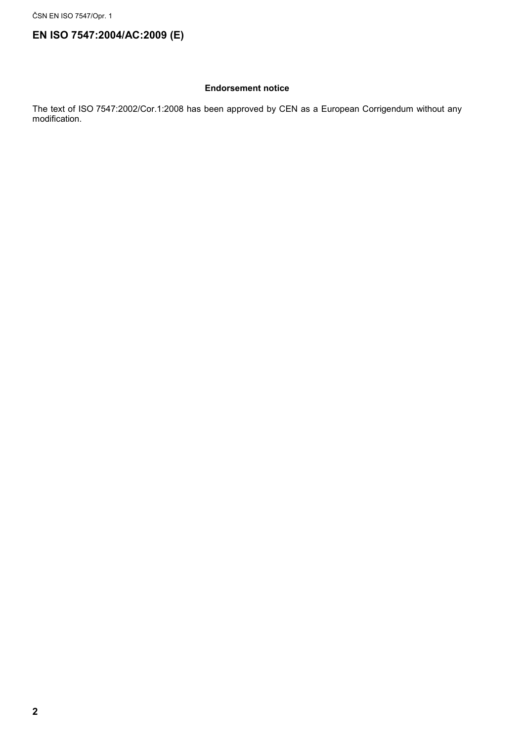# EN ISO 7547:2004/AC:2009 (E)

**Endorsement notice**

The text of ISO 7547:2002/Cor.1:2008 has been approved by CEN as a European Corrigendum without any modification.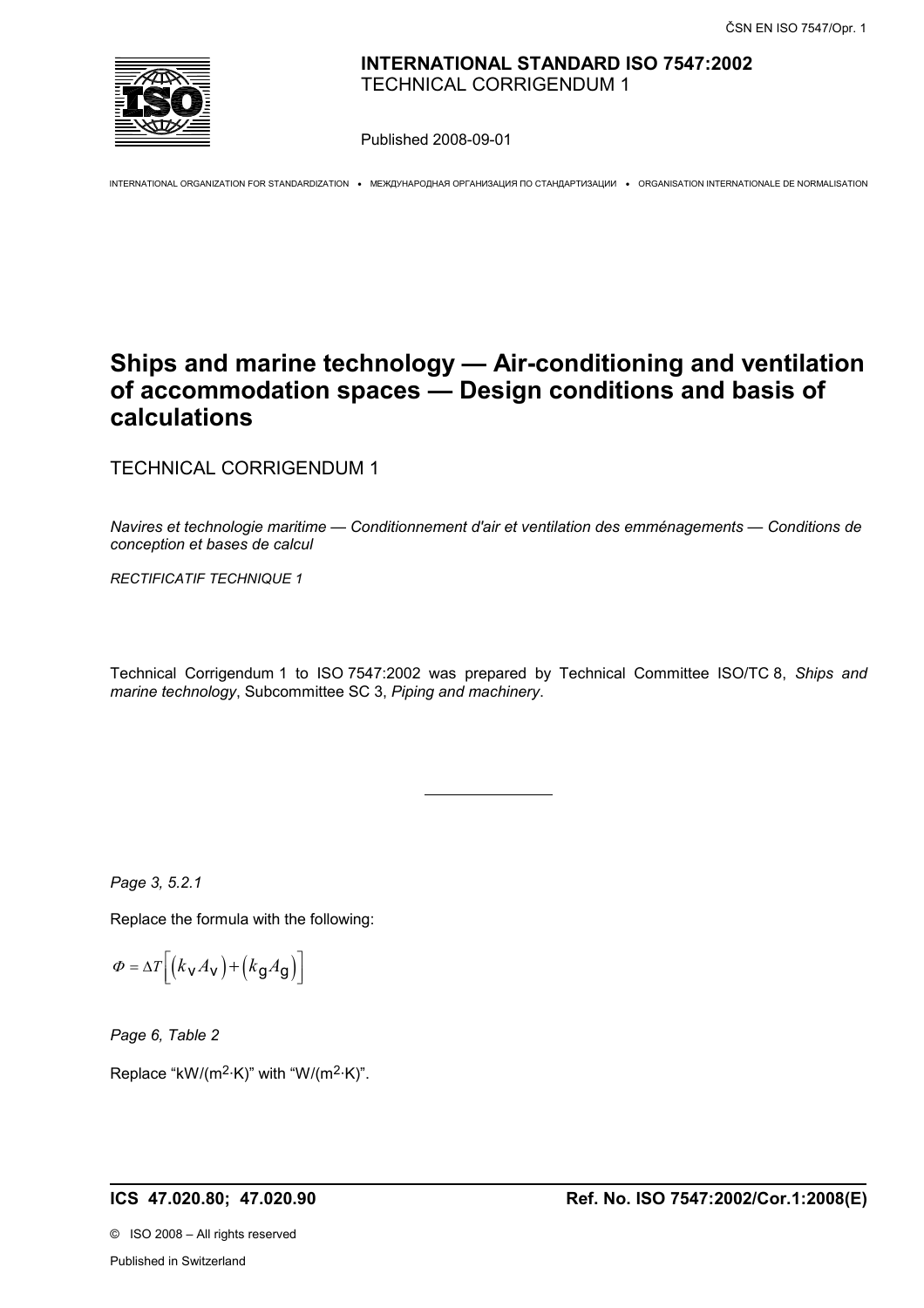**INTERNATIONAL STANDARD ISO 7547:2002**
TECHNICAL CORRIGENDUM 1

Published 2008-09-01

INTERNATIONAL ORGANIZATION FOR STANDARDIZATION • МЕЖДУНАРОДНАЯ ОРГАНИЗАЦИЯ ПО СТАНДАРТИЗАЦИИ • ORGANISATION INTERNATIONALE DE NORMALISATION

# Ships and marine technology — Air-conditioning and ventilation of accommodation spaces — Design conditions and basis of calculations

TECHNICAL CORRIGENDUM 1

*Navires et technologie maritime — Conditionnement d'air et ventilation des emménagements — Conditions de conception et bases de calcul*

*RECTIFICATIF TECHNIQUE 1*

Technical Corrigendum 1 to ISO 7547:2002 was prepared by Technical Committee ISO/TC 8, *Ships and marine technology*, Subcommittee SC 3, *Piping and machinery*.

---

*Page 3, 5.2.1*

Replace the formula with the following:

$$\Phi = \Delta T\left[\left(k_{\mathrm{v}} A_{\mathrm{v}}\right) + \left(k_{\mathrm{g}} A_{\mathrm{g}}\right)\right]$$

*Page 6, Table 2*

Replace "kW/(m$^2$·K)" with "W/(m$^2$·K)".

**ICS 47.020.80; 47.020.90** **Ref. No. ISO 7547:2002/Cor.1:2008(E)**

© ISO 2008 – All rights reserved

Published in Switzerland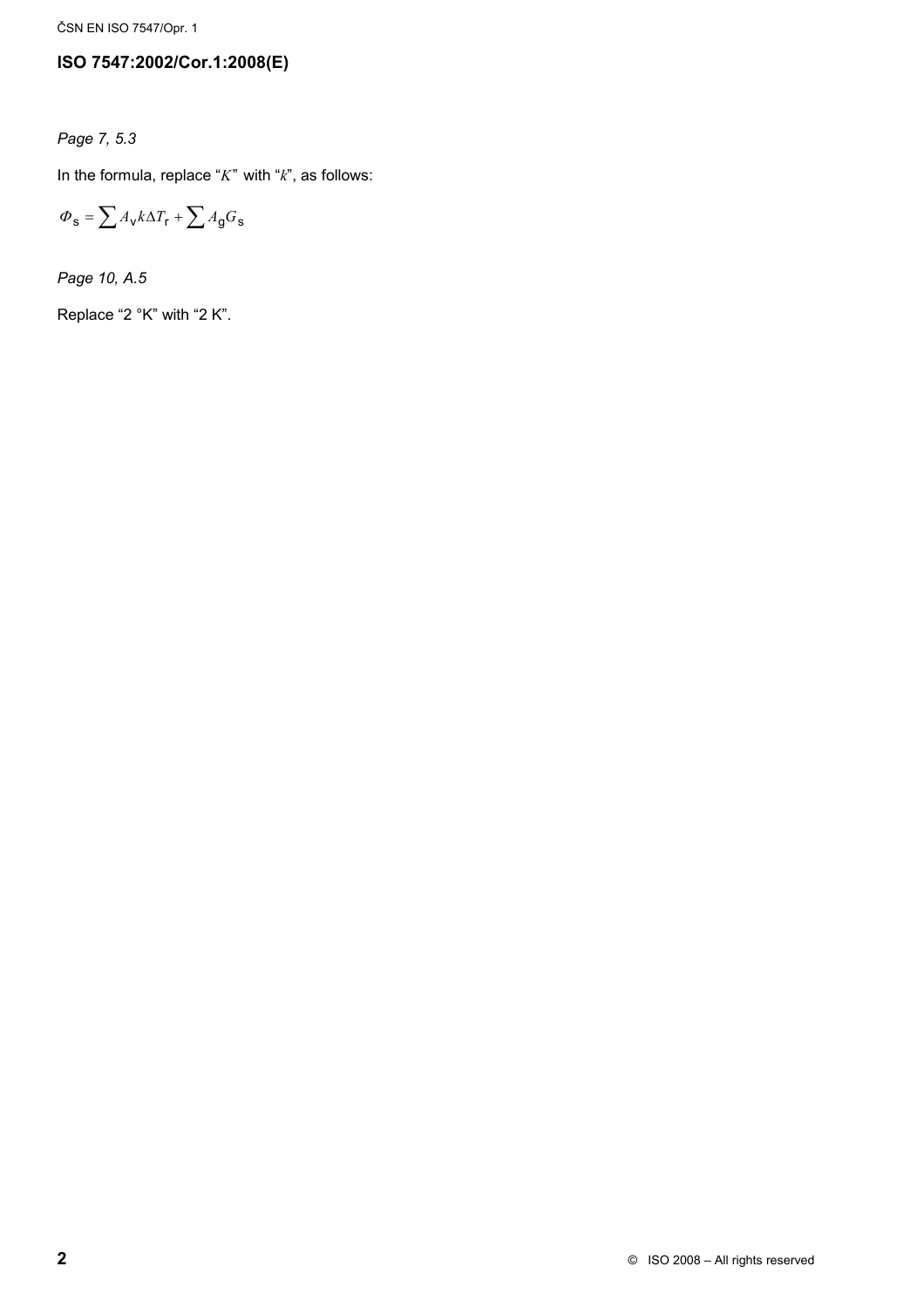## ISO 7547:2002/Cor.1:2008(E)

*Page 7, 5.3*

In the formula, replace "$K$" with "$k$", as follows:

$$\Phi_s = \sum A_v k \Delta T_r + \sum A_g G_s$$

*Page 10, A.5*

Replace "2 °K" with "2 K".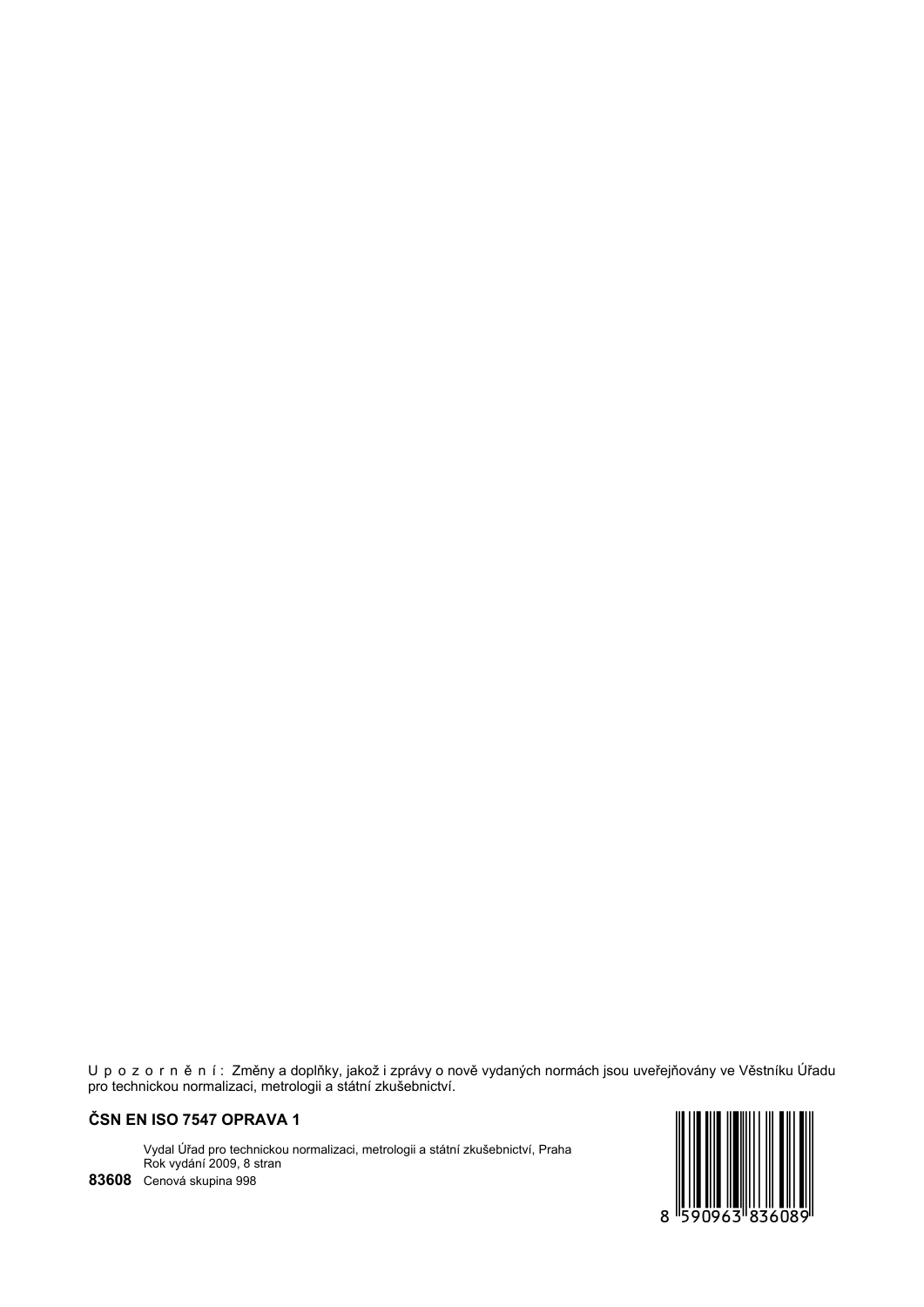U p o z o r n ě n í : Změny a doplňky, jakož i zprávy o nově vydaných normách jsou uveřejňovány ve Věstníku Úřadu pro technickou normalizaci, metrologii a státní zkušebnictví.

**ČSN EN ISO 7547 OPRAVA 1**

Vydal Úřad pro technickou normalizaci, metrologii a státní zkušebnictví, Praha
Rok vydání 2009, 8 stran

**83608** Cenová skupina 998

8 590963 836089